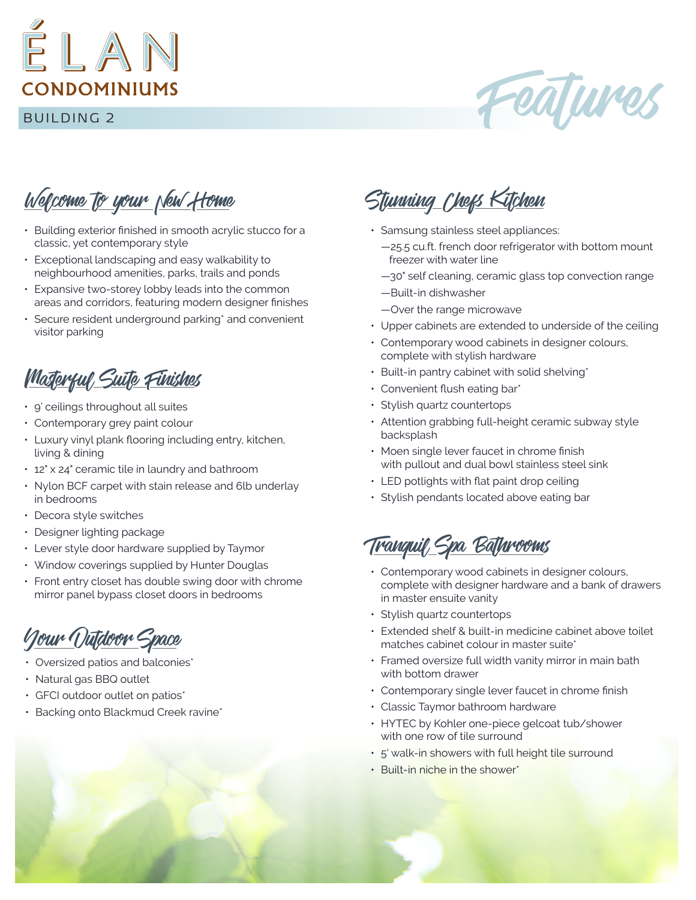# ÉLAN CONDOMINIUMS

BUILDING 2

# Features

## Welcome to your New Home

- Building exterior finished in smooth acrylic stucco for a classic, yet contemporary style
- Exceptional landscaping and easy walkability to neighbourhood amenities, parks, trails and ponds
- Expansive two-storey lobby leads into the common areas and corridors, featuring modern designer finishes
- Secure resident underground parking* and convenient visitor parking

## Masterful Suite Finishes

- 9' ceilings throughout all suites
- Contemporary grey paint colour
- Luxury vinyl plank flooring including entry, kitchen, living & dining
- 12" x 24" ceramic tile in laundry and bathroom
- Nylon BCF carpet with stain release and 6lb underlay in bedrooms
- Decora style switches
- Designer lighting package
- Lever style door hardware supplied by Taymor
- Window coverings supplied by Hunter Douglas
- Front entry closet has double swing door with chrome mirror panel bypass closet doors in bedrooms

## Your Outdoor Space

- Oversized patios and balconies*
- Natural gas BBQ outlet
- GFCI outdoor outlet on patios*
- Backing onto Blackmud Creek ravine*

## Stunning Chefs Kitchen

- Samsung stainless steel appliances:
  - —25.5 cu.ft. french door refrigerator with bottom mount freezer with water line
  - —30" self cleaning, ceramic glass top convection range
  - —Built-in dishwasher
  - —Over the range microwave
- Upper cabinets are extended to underside of the ceiling
- Contemporary wood cabinets in designer colours, complete with stylish hardware
- Built-in pantry cabinet with solid shelving*
- Convenient flush eating bar*
- Stylish quartz countertops
- Attention grabbing full-height ceramic subway style backsplash
- Moen single lever faucet in chrome finish with pullout and dual bowl stainless steel sink
- LED potlights with flat paint drop ceiling
- Stylish pendants located above eating bar

## Tranquil Spa Bathrooms

- Contemporary wood cabinets in designer colours, complete with designer hardware and a bank of drawers in master ensuite vanity
- Stylish quartz countertops
- Extended shelf & built-in medicine cabinet above toilet matches cabinet colour in master suite*
- Framed oversize full width vanity mirror in main bath with bottom drawer
- Contemporary single lever faucet in chrome finish
- Classic Taymor bathroom hardware
- HYTEC by Kohler one-piece gelcoat tub/shower with one row of tile surround
- 5' walk-in showers with full height tile surround
- Built-in niche in the shower*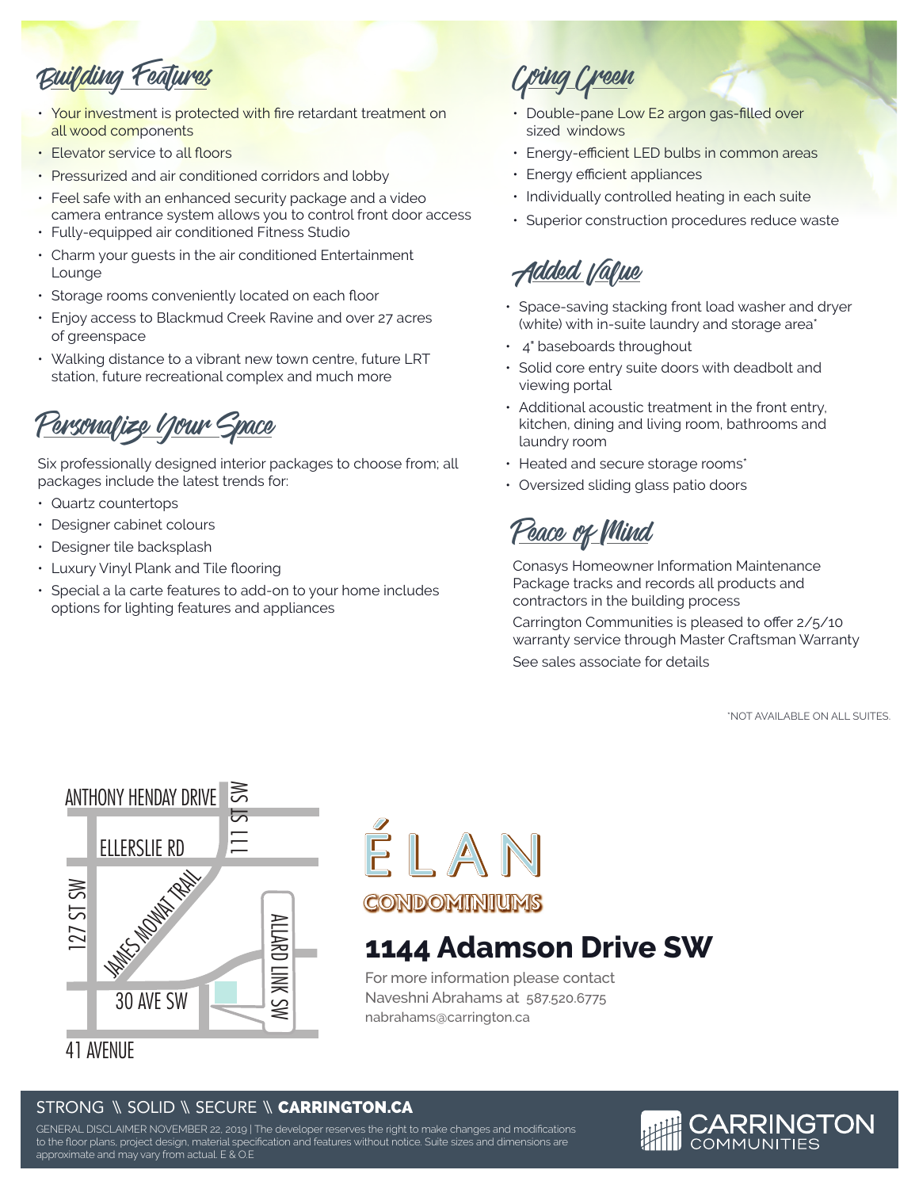## Building Features

- Your investment is protected with fire retardant treatment on all wood components
- Elevator service to all floors
- Pressurized and air conditioned corridors and lobby
- Feel safe with an enhanced security package and a video camera entrance system allows you to control front door access
- Fully-equipped air conditioned Fitness Studio
- Charm your guests in the air conditioned Entertainment Lounge
- Storage rooms conveniently located on each floor
- Enjoy access to Blackmud Creek Ravine and over 27 acres of greenspace
- Walking distance to a vibrant new town centre, future LRT station, future recreational complex and much more

## Personalize Your Space

Six professionally designed interior packages to choose from; all packages include the latest trends for:

- Quartz countertops
- Designer cabinet colours
- Designer tile backsplash
- Luxury Vinyl Plank and Tile flooring
- Special a la carte features to add-on to your home includes options for lighting features and appliances

## Going Green

- Double-pane Low E2 argon gas-filled over sized windows
- Energy-efficient LED bulbs in common areas
- Energy efficient appliances
- Individually controlled heating in each suite
- Superior construction procedures reduce waste

## Added Value

- Space-saving stacking front load washer and dryer (white) with in-suite laundry and storage area*
- 4" baseboards throughout
- Solid core entry suite doors with deadbolt and viewing portal
- Additional acoustic treatment in the front entry, kitchen, dining and living room, bathrooms and laundry room
- Heated and secure storage rooms*
- Oversized sliding glass patio doors

## Peace of Mind

Conasys Homeowner Information Maintenance Package tracks and records all products and contractors in the building process

Carrington Communities is pleased to offer 2/5/10 warranty service through Master Craftsman Warranty

See sales associate for details

*NOT AVAILABLE ON ALL SUITES.

ANTHONY HENDAY DRIVE
111 ST SW
ELLERSLIE RD
127 ST SW
JAMES MOWAT TRAIL
ALLARD LINK SW
30 AVE SW
41 AVENUE

# ÉLAN

CONDOMINIUMS

## 1144 Adamson Drive SW

For more information please contact
Naveshni Abrahams at 587.520.6775
nabrahams@carrington.ca

STRONG \\ SOLID \\ SECURE \\ **CARRINGTON.CA**

GENERAL DISCLAIMER NOVEMBER 22, 2019 | The developer reserves the right to make changes and modifications to the floor plans, project design, material specification and features without notice. Suite sizes and dimensions are approximate and may vary from actual. E & O.E

CARRINGTON COMMUNITIES